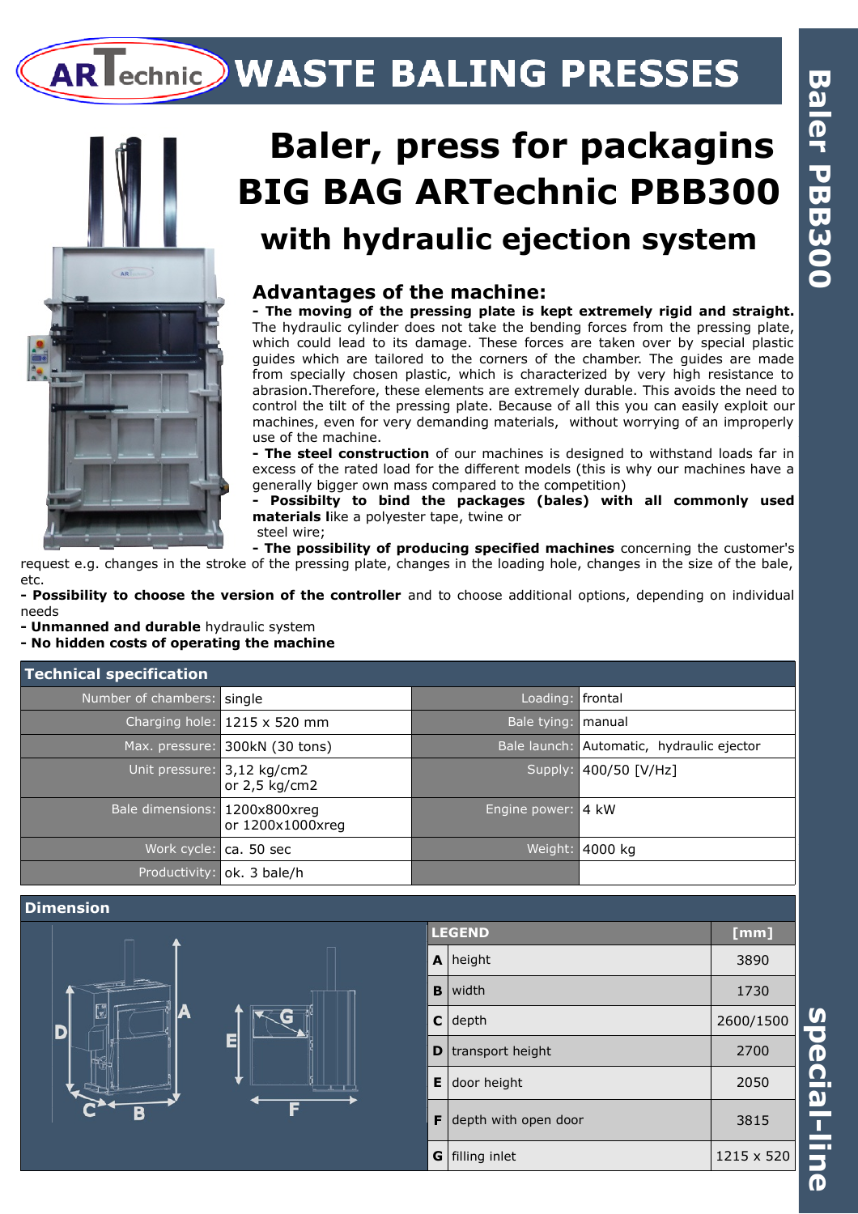# WASTE BALING PRESSES

Baler PBB300

# Baler, press for packagins BIG BAG ARTechnic PBB300

## with hydraulic ejection system

### Advantages of the machine:

**- The moving of the pressing plate is kept extremely rigid and straight.** The hydraulic cylinder does not take the bending forces from the pressing plate, which could lead to its damage. These forces are taken over by special plastic guides which are tailored to the corners of the chamber. The guides are made from specially chosen plastic, which is characterized by very high resistance to abrasion.Therefore, these elements are extremely durable. This avoids the need to control the tilt of the pressing plate. Because of all this you can easily exploit our machines, even for very demanding materials, without worrying of an improperly use of the machine.

**- The steel construction** of our machines is designed to withstand loads far in excess of the rated load for the different models (this is why our machines have a generally bigger own mass compared to the competition)

**- Possibilty to bind the packages (bales) with all commonly used materials l**ike a polyester tape, twine or steel wire;

**- The possibility of producing specified machines** concerning the customer's request e.g. changes in the stroke of the pressing plate, changes in the loading hole, changes in the size of the bale, etc.

**- Possibility to choose the version of the controller** and to choose additional options, depending on individual needs

**- Unmanned and durable** hydraulic system

**- No hidden costs of operating the machine**

## Technical specification

| | | | |
|---|---|---|---|
| Number of chambers: | single | Loading: | frontal |
| Charging hole: | 1215 x 520 mm | Bale tying: | manual |
| Max. pressure: | 300kN (30 tons) | Bale launch: | Automatic, hydraulic ejector |
| Unit pressure: | 3,12 kg/cm2 or 2,5 kg/cm2 | Supply: | 400/50 [V/Hz] |
| Bale dimensions: | 1200x800xreg or 1200x1000xreg | Engine power: | 4 kW |
| Work cycle: | ca. 50 sec | Weight: | 4000 kg |
| Productivity: | ok. 3 bale/h | | |

## Dimension

| | LEGEND | [mm] |
|---|---|---|
| A | height | 3890 |
| B | width | 1730 |
| C | depth | 2600/1500 |
| D | transport height | 2700 |
| E | door height | 2050 |
| F | depth with open door | 3815 |
| G | filling inlet | 1215 x 520 |

special-line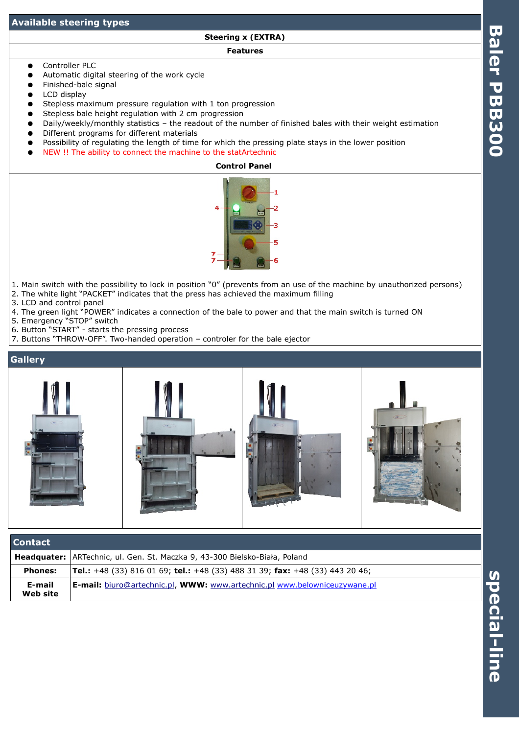## Available steering types

### Steering x (EXTRA)

#### Features

- Controller PLC
- Automatic digital steering of the work cycle
- Finished-bale signal
- LCD display
- Stepless maximum pressure regulation with 1 ton progression
- Stepless bale height regulation with 2 cm progression
- Daily/weekly/monthly statistics – the readout of the number of finished bales with their weight estimation
- Different programs for different materials
- Possibility of regulating the length of time for which the pressing plate stays in the lower position
- NEW !! The ability to connect the machine to the statArtechnic

#### Control Panel

1. Main switch with the possibility to lock in position "0" (prevents from an use of the machine by unauthorized persons)
2. The white light "PACKET" indicates that the press has achieved the maximum filling
3. LCD and control panel
4. The green light "POWER" indicates a connection of the bale to power and that the main switch is turned ON
5. Emergency "STOP" switch
6. Button "START" - starts the pressing process
7. Buttons "THROW-OFF". Two-handed operation – controler for the bale ejector

## Gallery

## Contact

| | |
|---|---|
| **Headquater:** | ARTechnic, ul. Gen. St. Maczka 9, 43-300 Bielsko-Biała, Poland |
| **Phones:** | **Tel.:** +48 (33) 816 01 69; **tel.:** +48 (33) 488 31 39; **fax:** +48 (33) 443 20 46; |
| **E-mail Web site** | **E-mail:** biuro@artechnic.pl, **WWW:** www.artechnic.pl www.belowniceuzywane.pl |

Baler PBB300

special-line